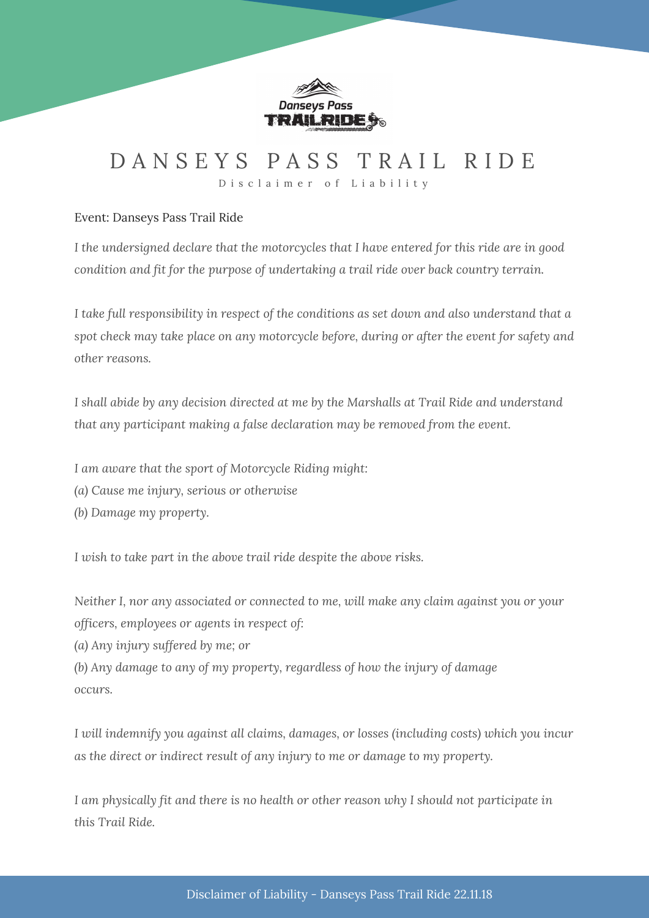# DANSEYS PASS TRAIL RIDE

## Disclaimer of Liability

Event: Danseys Pass Trail Ride

*I the undersigned declare that the motorcycles that I have entered for this ride are in good condition and fit for the purpose of undertaking a trail ride over back country terrain.*

*I take full responsibility in respect of the conditions as set down and also understand that a spot check may take place on any motorcycle before, during or after the event for safety and other reasons.*

*I shall abide by any decision directed at me by the Marshalls at Trail Ride and understand that any participant making a false declaration may be removed from the event.*

*I am aware that the sport of Motorcycle Riding might:*
*(a) Cause me injury, serious or otherwise*
*(b) Damage my property.*

*I wish to take part in the above trail ride despite the above risks.*

*Neither I, nor any associated or connected to me, will make any claim against you or your officers, employees or agents in respect of:*
*(a) Any injury suffered by me; or*
*(b) Any damage to any of my property, regardless of how the injury of damage occurs.*

*I will indemnify you against all claims, damages, or losses (including costs) which you incur as the direct or indirect result of any injury to me or damage to my property.*

*I am physically fit and there is no health or other reason why I should not participate in this Trail Ride.*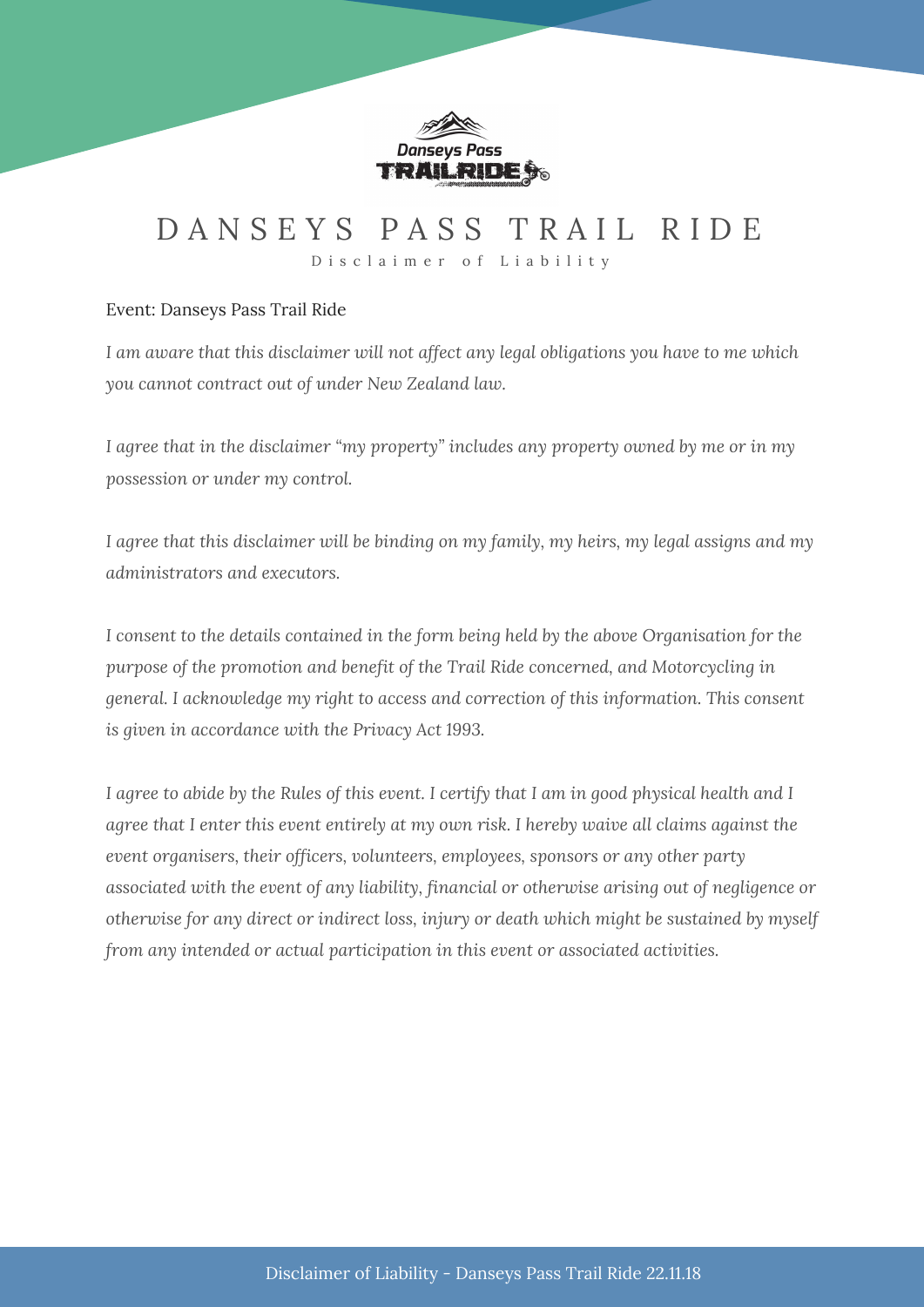# DANSEYS PASS TRAIL RIDE

## Disclaimer of Liability

Event: Danseys Pass Trail Ride

*I am aware that this disclaimer will not affect any legal obligations you have to me which you cannot contract out of under New Zealand law.*

*I agree that in the disclaimer "my property" includes any property owned by me or in my possession or under my control.*

*I agree that this disclaimer will be binding on my family, my heirs, my legal assigns and my administrators and executors.*

*I consent to the details contained in the form being held by the above Organisation for the purpose of the promotion and benefit of the Trail Ride concerned, and Motorcycling in general. I acknowledge my right to access and correction of this information. This consent is given in accordance with the Privacy Act 1993.*

*I agree to abide by the Rules of this event. I certify that I am in good physical health and I agree that I enter this event entirely at my own risk. I hereby waive all claims against the event organisers, their officers, volunteers, employees, sponsors or any other party associated with the event of any liability, financial or otherwise arising out of negligence or otherwise for any direct or indirect loss, injury or death which might be sustained by myself from any intended or actual participation in this event or associated activities.*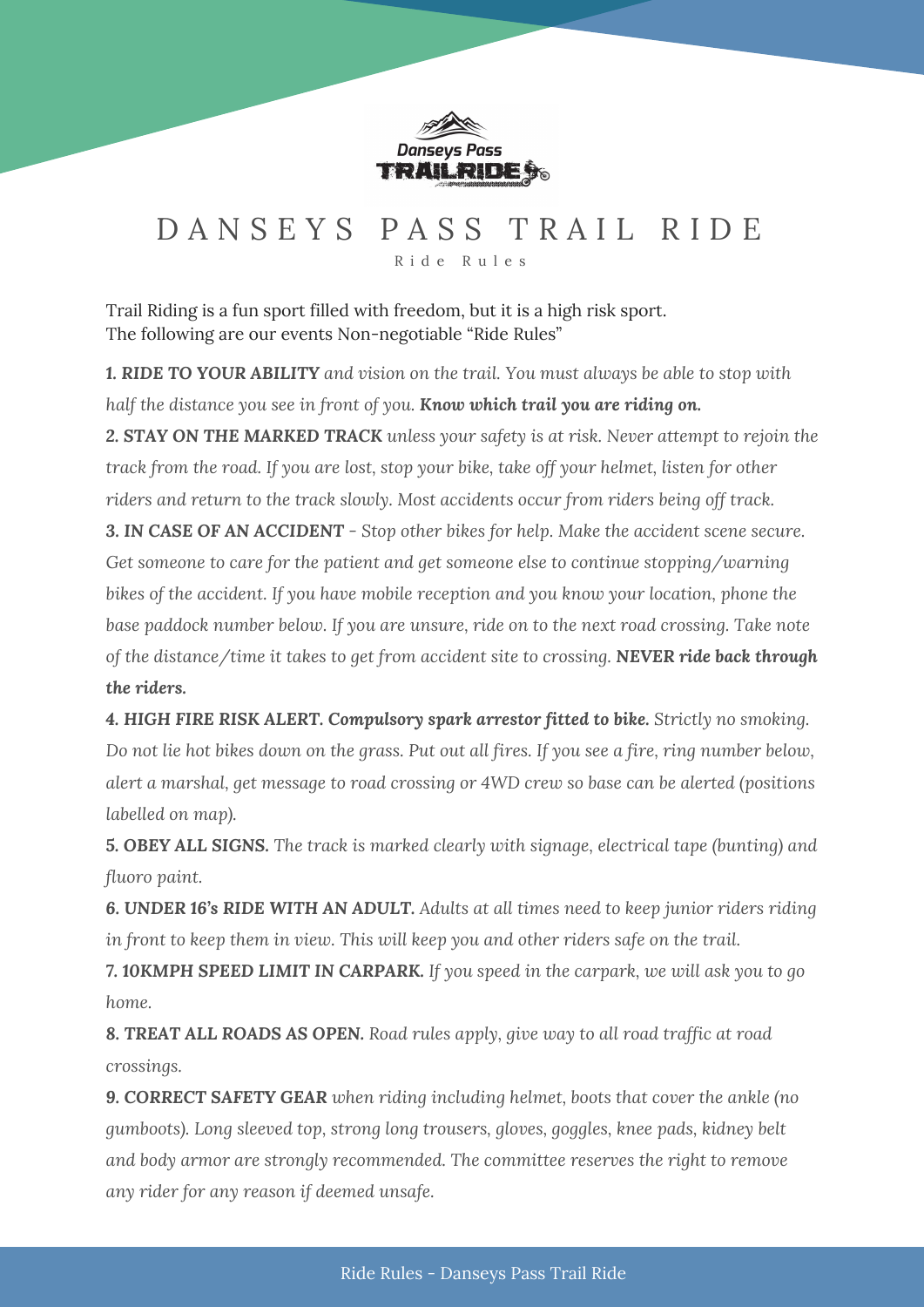# DANSEYS PASS TRAIL RIDE

Ride Rules

Trail Riding is a fun sport filled with freedom, but it is a high risk sport.
The following are our events Non-negotiable "Ride Rules"

***1. RIDE TO YOUR ABILITY*** *and vision on the trail. You must always be able to stop with half the distance you see in front of you.* ***Know which trail you are riding on.***

***2. STAY ON THE MARKED TRACK*** *unless your safety is at risk. Never attempt to rejoin the track from the road. If you are lost, stop your bike, take off your helmet, listen for other riders and return to the track slowly. Most accidents occur from riders being off track.*

***3. IN CASE OF AN ACCIDENT*** *- Stop other bikes for help. Make the accident scene secure. Get someone to care for the patient and get someone else to continue stopping/warning bikes of the accident. If you have mobile reception and you know your location, phone the base paddock number below. If you are unsure, ride on to the next road crossing. Take note of the distance/time it takes to get from accident site to crossing.* ***NEVER ride back through the riders.***

***4. HIGH FIRE RISK ALERT. Compulsory spark arrestor fitted to bike.*** *Strictly no smoking. Do not lie hot bikes down on the grass. Put out all fires. If you see a fire, ring number below, alert a marshal, get message to road crossing or 4WD crew so base can be alerted (positions labelled on map).*

***5. OBEY ALL SIGNS.*** *The track is marked clearly with signage, electrical tape (bunting) and fluoro paint.*

***6. UNDER 16's RIDE WITH AN ADULT.*** *Adults at all times need to keep junior riders riding in front to keep them in view. This will keep you and other riders safe on the trail.*

***7. 10KMPH SPEED LIMIT IN CARPARK.*** *If you speed in the carpark, we will ask you to go home.*

***8. TREAT ALL ROADS AS OPEN.*** *Road rules apply, give way to all road traffic at road crossings.*

***9. CORRECT SAFETY GEAR*** *when riding including helmet, boots that cover the ankle (no gumboots). Long sleeved top, strong long trousers, gloves, goggles, knee pads, kidney belt and body armor are strongly recommended. The committee reserves the right to remove any rider for any reason if deemed unsafe.*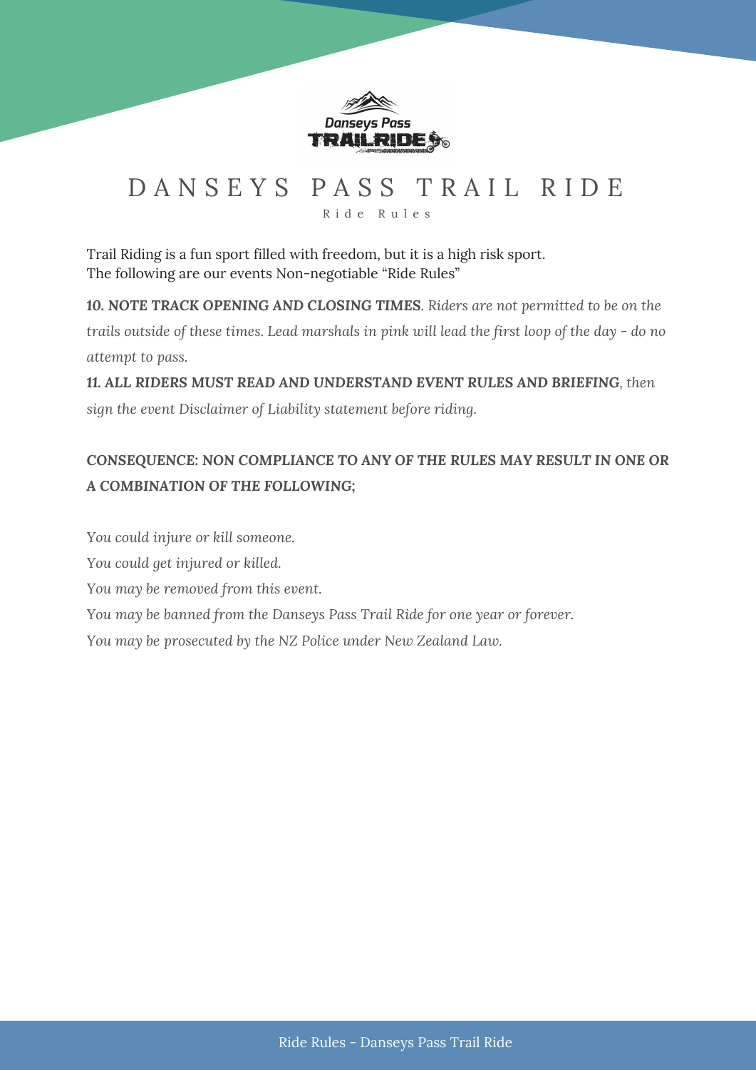# DANSEYS PASS TRAIL RIDE

Ride Rules

Trail Riding is a fun sport filled with freedom, but it is a high risk sport.
The following are our events Non-negotiable "Ride Rules"

**10. NOTE TRACK OPENING AND CLOSING TIMES**. *Riders are not permitted to be on the trails outside of these times. Lead marshals in pink will lead the first loop of the day - do no attempt to pass.*

**11. ALL RIDERS MUST READ AND UNDERSTAND EVENT RULES AND BRIEFING**, *then sign the event Disclaimer of Liability statement before riding.*

**CONSEQUENCE: NON COMPLIANCE TO ANY OF THE RULES MAY RESULT IN ONE OR A COMBINATION OF THE FOLLOWING;**

*You could injure or kill someone.*
*You could get injured or killed.*
*You may be removed from this event.*
*You may be banned from the Danseys Pass Trail Ride for one year or forever.*
*You may be prosecuted by the NZ Police under New Zealand Law.*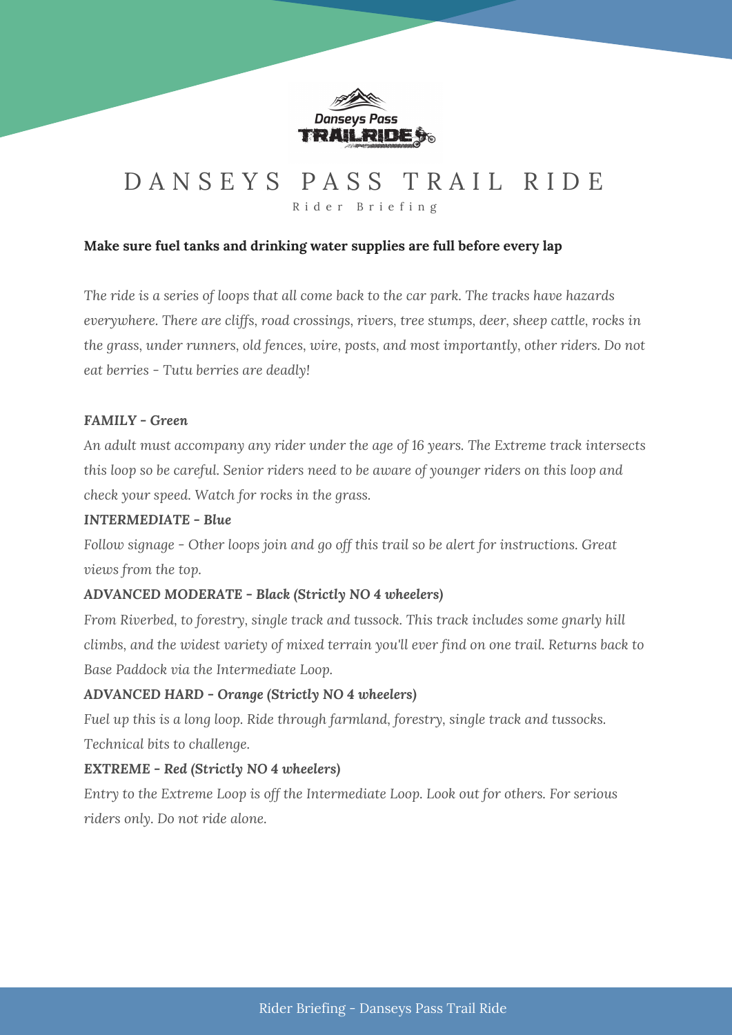# DANSEYS PASS TRAIL RIDE

Rider Briefing

**Make sure fuel tanks and drinking water supplies are full before every lap**

*The ride is a series of loops that all come back to the car park. The tracks have hazards everywhere. There are cliffs, road crossings, rivers, tree stumps, deer, sheep cattle, rocks in the grass, under runners, old fences, wire, posts, and most importantly, other riders. Do not eat berries - Tutu berries are deadly!*

**FAMILY - *Green***

*An adult must accompany any rider under the age of 16 years. The Extreme track intersects this loop so be careful. Senior riders need to be aware of younger riders on this loop and check your speed. Watch for rocks in the grass.*

**INTERMEDIATE - *Blue***

*Follow signage - Other loops join and go off this trail so be alert for instructions. Great views from the top.*

**ADVANCED MODERATE - *Black (Strictly NO 4 wheelers)***

*From Riverbed, to forestry, single track and tussock. This track includes some gnarly hill climbs, and the widest variety of mixed terrain you'll ever find on one trail. Returns back to Base Paddock via the Intermediate Loop.*

**ADVANCED HARD - *Orange (Strictly NO 4 wheelers)***

*Fuel up this is a long loop. Ride through farmland, forestry, single track and tussocks. Technical bits to challenge.*

**EXTREME - *Red (Strictly NO 4 wheelers)***

*Entry to the Extreme Loop is off the Intermediate Loop. Look out for others. For serious riders only. Do not ride alone.*